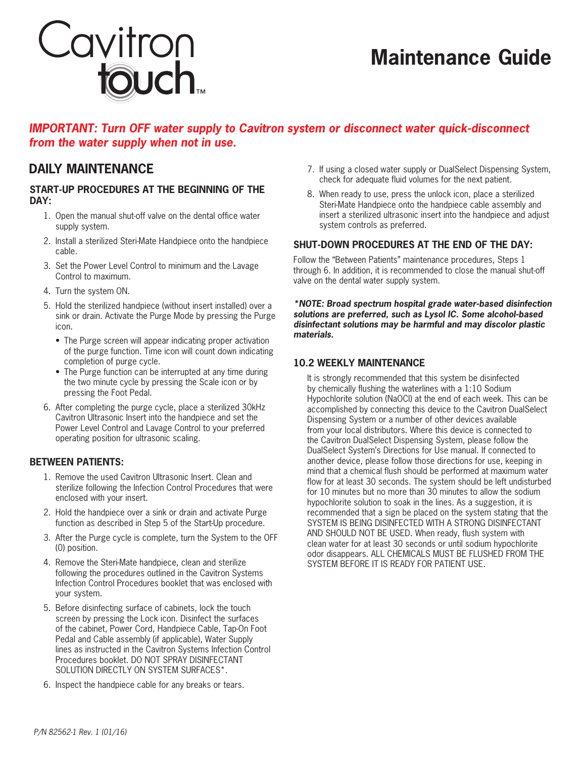# Cavitron touch™

# Maintenance Guide

***IMPORTANT: Turn OFF water supply to Cavitron system or disconnect water quick-disconnect from the water supply when not in use.***

## DAILY MAINTENANCE

### START-UP PROCEDURES AT THE BEGINNING OF THE DAY:

1. Open the manual shut-off valve on the dental office water supply system.
2. Install a sterilized Steri-Mate Handpiece onto the handpiece cable.
3. Set the Power Level Control to minimum and the Lavage Control to maximum.
4. Turn the system ON.
5. Hold the sterilized handpiece (without insert installed) over a sink or drain. Activate the Purge Mode by pressing the Purge icon.
   - The Purge screen will appear indicating proper activation of the purge function. Time icon will count down indicating completion of purge cycle.
   - The Purge function can be interrupted at any time during the two minute cycle by pressing the Scale icon or by pressing the Foot Pedal.
6. After completing the purge cycle, place a sterilized 30kHz Cavitron Ultrasonic Insert into the handpiece and set the Power Level Control and Lavage Control to your preferred operating position for ultrasonic scaling.

### BETWEEN PATIENTS:

1. Remove the used Cavitron Ultrasonic Insert. Clean and sterilize following the Infection Control Procedures that were enclosed with your insert.
2. Hold the handpiece over a sink or drain and activate Purge function as described in Step 5 of the Start-Up procedure.
3. After the Purge cycle is complete, turn the System to the OFF (0) position.
4. Remove the Steri-Mate handpiece, clean and sterilize following the procedures outlined in the Cavitron Systems Infection Control Procedures booklet that was enclosed with your system.
5. Before disinfecting surface of cabinets, lock the touch screen by pressing the Lock icon. Disinfect the surfaces of the cabinet, Power Cord, Handpiece Cable, Tap-On Foot Pedal and Cable assembly (if applicable), Water Supply lines as instructed in the Cavitron Systems Infection Control Procedures booklet. DO NOT SPRAY DISINFECTANT SOLUTION DIRECTLY ON SYSTEM SURFACES*.
6. Inspect the handpiece cable for any breaks or tears.
7. If using a closed water supply or DualSelect Dispensing System, check for adequate fluid volumes for the next patient.
8. When ready to use, press the unlock icon, place a sterilized Steri-Mate Handpiece onto the handpiece cable assembly and insert a sterilized ultrasonic insert into the handpiece and adjust system controls as preferred.

### SHUT-DOWN PROCEDURES AT THE END OF THE DAY:

Follow the "Between Patients" maintenance procedures, Steps 1 through 6. In addition, it is recommended to close the manual shut-off valve on the dental water supply system.

***\*NOTE: Broad spectrum hospital grade water-based disinfection solutions are preferred, such as Lysol IC. Some alcohol-based disinfectant solutions may be harmful and may discolor plastic materials.***

### 10.2 WEEKLY MAINTENANCE

It is strongly recommended that this system be disinfected by chemically flushing the waterlines with a 1:10 Sodium Hypochlorite solution (NaOCl) at the end of each week. This can be accomplished by connecting this device to the Cavitron DualSelect Dispensing System or a number of other devices available from your local distributors. Where this device is connected to the Cavitron DualSelect Dispensing System, please follow the DualSelect System's Directions for Use manual. If connected to another device, please follow those directions for use, keeping in mind that a chemical flush should be performed at maximum water flow for at least 30 seconds. The system should be left undisturbed for 10 minutes but no more than 30 minutes to allow the sodium hypochlorite solution to soak in the lines. As a suggestion, it is recommended that a sign be placed on the system stating that the SYSTEM IS BEING DISINFECTED WITH A STRONG DISINFECTANT AND SHOULD NOT BE USED. When ready, flush system with clean water for at least 30 seconds or until sodium hypochlorite odor disappears. ALL CHEMICALS MUST BE FLUSHED FROM THE SYSTEM BEFORE IT IS READY FOR PATIENT USE.

*P/N 82562-1 Rev. 1 (01/16)*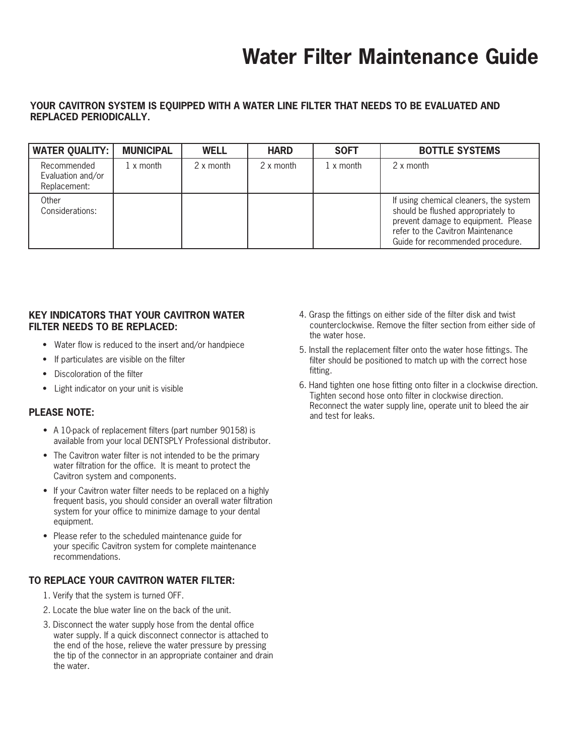# Water Filter Maintenance Guide

**YOUR CAVITRON SYSTEM IS EQUIPPED WITH A WATER LINE FILTER THAT NEEDS TO BE EVALUATED AND REPLACED PERIODICALLY.**

| WATER QUALITY: | MUNICIPAL | WELL | HARD | SOFT | BOTTLE SYSTEMS |
|---|---|---|---|---|---|
| Recommended Evaluation and/or Replacement: | 1 x month | 2 x month | 2 x month | 1 x month | 2 x month |
| Other Considerations: | | | | | If using chemical cleaners, the system should be flushed appropriately to prevent damage to equipment. Please refer to the Cavitron Maintenance Guide for recommended procedure. |

### KEY INDICATORS THAT YOUR CAVITRON WATER FILTER NEEDS TO BE REPLACED:

- Water flow is reduced to the insert and/or handpiece
- If particulates are visible on the filter
- Discoloration of the filter
- Light indicator on your unit is visible

### PLEASE NOTE:

- A 10-pack of replacement filters (part number 90158) is available from your local DENTSPLY Professional distributor.
- The Cavitron water filter is not intended to be the primary water filtration for the office. It is meant to protect the Cavitron system and components.
- If your Cavitron water filter needs to be replaced on a highly frequent basis, you should consider an overall water filtration system for your office to minimize damage to your dental equipment.
- Please refer to the scheduled maintenance guide for your specific Cavitron system for complete maintenance recommendations.

### TO REPLACE YOUR CAVITRON WATER FILTER:

1. Verify that the system is turned OFF.
2. Locate the blue water line on the back of the unit.
3. Disconnect the water supply hose from the dental office water supply. If a quick disconnect connector is attached to the end of the hose, relieve the water pressure by pressing the tip of the connector in an appropriate container and drain the water.
4. Grasp the fittings on either side of the filter disk and twist counterclockwise. Remove the filter section from either side of the water hose.
5. Install the replacement filter onto the water hose fittings. The filter should be positioned to match up with the correct hose fitting.
6. Hand tighten one hose fitting onto filter in a clockwise direction. Tighten second hose onto filter in clockwise direction. Reconnect the water supply line, operate unit to bleed the air and test for leaks.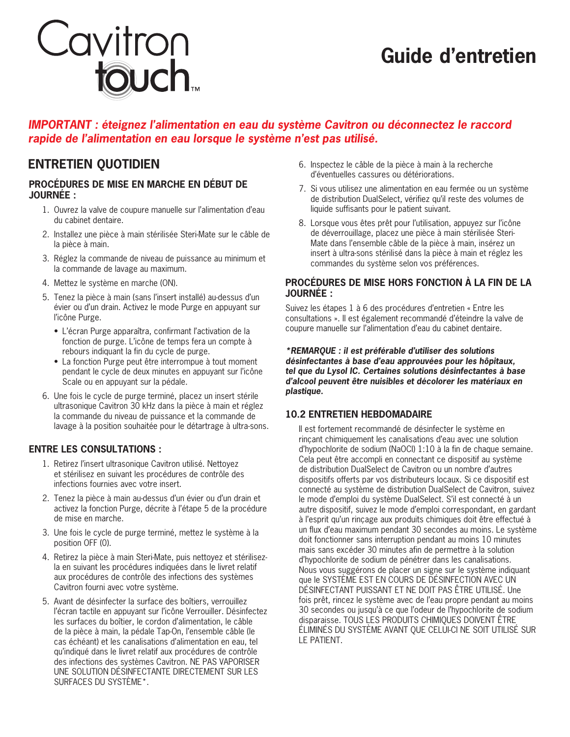Cavitron touch™

# Guide d'entretien

***IMPORTANT : éteignez l'alimentation en eau du système Cavitron ou déconnectez le raccord rapide de l'alimentation en eau lorsque le système n'est pas utilisé.***

## ENTRETIEN QUOTIDIEN

### PROCÉDURES DE MISE EN MARCHE EN DÉBUT DE JOURNÉE :

1. Ouvrez la valve de coupure manuelle sur l'alimentation d'eau du cabinet dentaire.
2. Installez une pièce à main stérilisée Steri-Mate sur le câble de la pièce à main.
3. Réglez la commande de niveau de puissance au minimum et la commande de lavage au maximum.
4. Mettez le système en marche (ON).
5. Tenez la pièce à main (sans l'insert installé) au-dessus d'un évier ou d'un drain. Activez le mode Purge en appuyant sur l'icône Purge.
   - L'écran Purge apparaîtra, confirmant l'activation de la fonction de purge. L'icône de temps fera un compte à rebours indiquant la fin du cycle de purge.
   - La fonction Purge peut être interrompue à tout moment pendant le cycle de deux minutes en appuyant sur l'icône Scale ou en appuyant sur la pédale.
6. Une fois le cycle de purge terminé, placez un insert stérile ultrasonique Cavitron 30 kHz dans la pièce à main et réglez la commande du niveau de puissance et la commande de lavage à la position souhaitée pour le détartrage à ultra-sons.

### ENTRE LES CONSULTATIONS :

1. Retirez l'insert ultrasonique Cavitron utilisé. Nettoyez et stérilisez en suivant les procédures de contrôle des infections fournies avec votre insert.
2. Tenez la pièce à main au-dessus d'un évier ou d'un drain et activez la fonction Purge, décrite à l'étape 5 de la procédure de mise en marche.
3. Une fois le cycle de purge terminé, mettez le système à la position OFF (0).
4. Retirez la pièce à main Steri-Mate, puis nettoyez et stérilisez-la en suivant les procédures indiquées dans le livret relatif aux procédures de contrôle des infections des systèmes Cavitron fourni avec votre système.
5. Avant de désinfecter la surface des boîtiers, verrouillez l'écran tactile en appuyant sur l'icône Verrouiller. Désinfectez les surfaces du boîtier, le cordon d'alimentation, le câble de la pièce à main, la pédale Tap-On, l'ensemble câble (le cas échéant) et les canalisations d'alimentation en eau, tel qu'indiqué dans le livret relatif aux procédures de contrôle des infections des systèmes Cavitron. NE PAS VAPORISER UNE SOLUTION DÉSINFECTANTE DIRECTEMENT SUR LES SURFACES DU SYSTÈME*.
6. Inspectez le câble de la pièce à main à la recherche d'éventuelles cassures ou détériorations.
7. Si vous utilisez une alimentation en eau fermée ou un système de distribution DualSelect, vérifiez qu'il reste des volumes de liquide suffisants pour le patient suivant.
8. Lorsque vous êtes prêt pour l'utilisation, appuyez sur l'icône de déverrouillage, placez une pièce à main stérilisée Steri-Mate dans l'ensemble câble de la pièce à main, insérez un insert à ultra-sons stérilisé dans la pièce à main et réglez les commandes du système selon vos préférences.

### PROCÉDURES DE MISE HORS FONCTION À LA FIN DE LA JOURNÉE :

Suivez les étapes 1 à 6 des procédures d'entretien « Entre les consultations ». Il est également recommandé d'éteindre la valve de coupure manuelle sur l'alimentation d'eau du cabinet dentaire.

***REMARQUE : il est préférable d'utiliser des solutions désinfectantes à base d'eau approuvées pour les hôpitaux, tel que du Lysol IC. Certaines solutions désinfectantes à base d'alcool peuvent être nuisibles et décolorer les matériaux en plastique.**

### 10.2 ENTRETIEN HEBDOMADAIRE

Il est fortement recommandé de désinfecter le système en rinçant chimiquement les canalisations d'eau avec une solution d'hypochlorite de sodium (NaOCl) 1:10 à la fin de chaque semaine. Cela peut être accompli en connectant ce dispositif au système de distribution DualSelect de Cavitron ou un nombre d'autres dispositifs offerts par vos distributeurs locaux. Si ce dispositif est connecté au système de distribution DualSelect de Cavitron, suivez le mode d'emploi du système DualSelect. S'il est connecté à un autre dispositif, suivez le mode d'emploi correspondant, en gardant à l'esprit qu'un rinçage aux produits chimiques doit être effectué à un flux d'eau maximum pendant 30 secondes au moins. Le système doit fonctionner sans interruption pendant au moins 10 minutes mais sans excéder 30 minutes afin de permettre à la solution d'hypochlorite de sodium de pénétrer dans les canalisations. Nous vous suggérons de placer un signe sur le système indiquant que le SYSTÈME EST EN COURS DE DÉSINFECTION AVEC UN DÉSINFECTANT PUISSANT ET NE DOIT PAS ÊTRE UTILISÉ. Une fois prêt, rincez le système avec de l'eau propre pendant au moins 30 secondes ou jusqu'à ce que l'odeur de l'hypochlorite de sodium disparaisse. TOUS LES PRODUITS CHIMIQUES DOIVENT ÊTRE ÉLIMINÉS DU SYSTÈME AVANT QUE CELUI-CI NE SOIT UTILISÉ SUR LE PATIENT.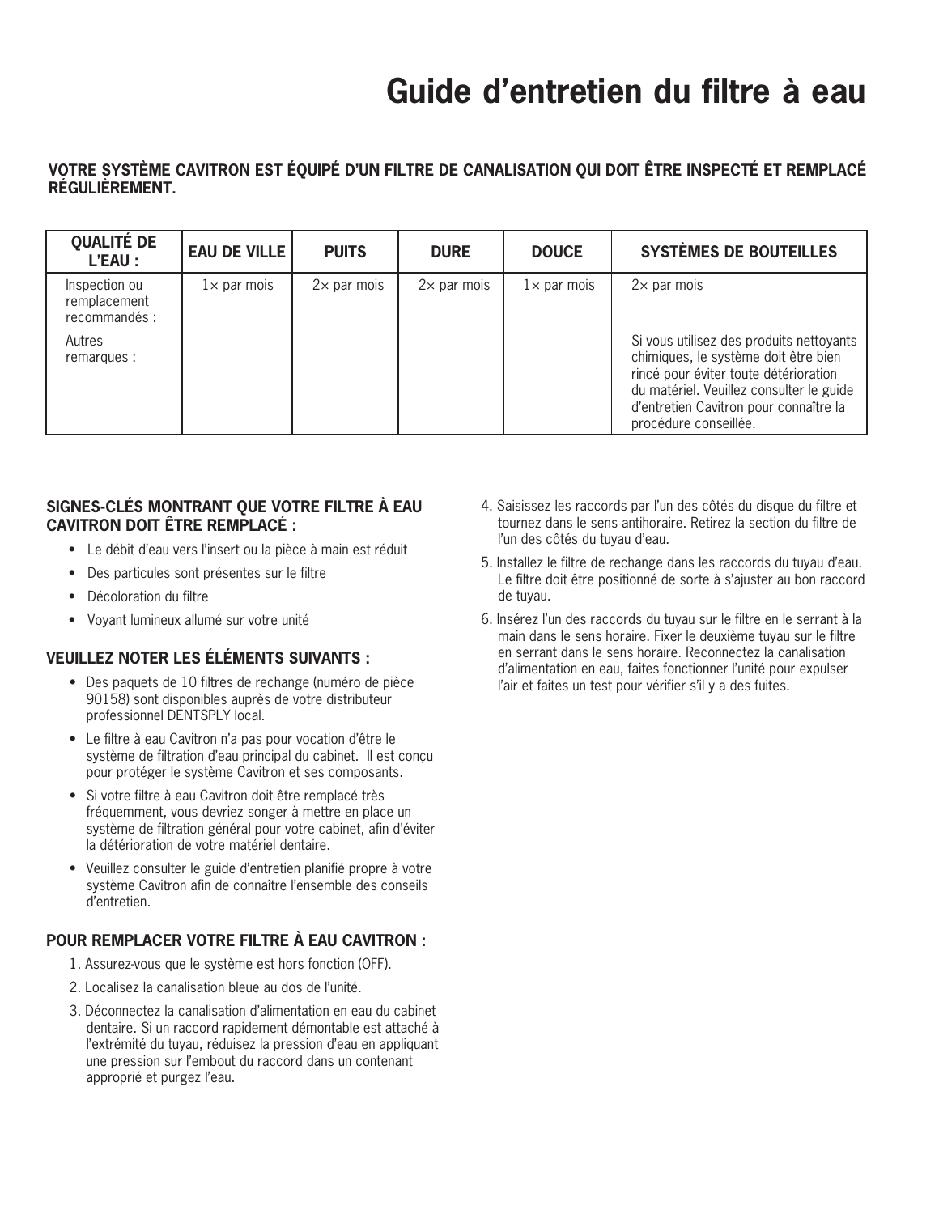# Guide d’entretien du filtre à eau

**VOTRE SYSTÈME CAVITRON EST ÉQUIPÉ D’UN FILTRE DE CANALISATION QUI DOIT ÊTRE INSPECTÉ ET REMPLACÉ RÉGULIÈREMENT.**

| QUALITÉ DE L’EAU : | EAU DE VILLE | PUITS | DURE | DOUCE | SYSTÈMES DE BOUTEILLES |
|---|---|---|---|---|---|
| Inspection ou remplacement recommandés : | 1× par mois | 2× par mois | 2× par mois | 1× par mois | 2× par mois |
| Autres remarques : | | | | | Si vous utilisez des produits nettoyants chimiques, le système doit être bien rincé pour éviter toute détérioration du matériel. Veuillez consulter le guide d’entretien Cavitron pour connaître la procédure conseillée. |

### SIGNES-CLÉS MONTRANT QUE VOTRE FILTRE À EAU CAVITRON DOIT ÊTRE REMPLACÉ :

- Le débit d’eau vers l’insert ou la pièce à main est réduit
- Des particules sont présentes sur le filtre
- Décoloration du filtre
- Voyant lumineux allumé sur votre unité

### VEUILLEZ NOTER LES ÉLÉMENTS SUIVANTS :

- Des paquets de 10 filtres de rechange (numéro de pièce 90158) sont disponibles auprès de votre distributeur professionnel DENTSPLY local.
- Le filtre à eau Cavitron n’a pas pour vocation d’être le système de filtration d’eau principal du cabinet. Il est conçu pour protéger le système Cavitron et ses composants.
- Si votre filtre à eau Cavitron doit être remplacé très fréquemment, vous devriez songer à mettre en place un système de filtration général pour votre cabinet, afin d’éviter la détérioration de votre matériel dentaire.
- Veuillez consulter le guide d’entretien planifié propre à votre système Cavitron afin de connaître l’ensemble des conseils d’entretien.

### POUR REMPLACER VOTRE FILTRE À EAU CAVITRON :

1. Assurez-vous que le système est hors fonction (OFF).
2. Localisez la canalisation bleue au dos de l’unité.
3. Déconnectez la canalisation d’alimentation en eau du cabinet dentaire. Si un raccord rapidement démontable est attaché à l’extrémité du tuyau, réduisez la pression d’eau en appliquant une pression sur l’embout du raccord dans un contenant approprié et purgez l’eau.
4. Saisissez les raccords par l’un des côtés du disque du filtre et tournez dans le sens antihoraire. Retirez la section du filtre de l’un des côtés du tuyau d’eau.
5. Installez le filtre de rechange dans les raccords du tuyau d’eau. Le filtre doit être positionné de sorte à s’ajuster au bon raccord de tuyau.
6. Insérez l’un des raccords du tuyau sur le filtre en le serrant à la main dans le sens horaire. Fixer le deuxième tuyau sur le filtre en serrant dans le sens horaire. Reconnectez la canalisation d’alimentation en eau, faites fonctionner l’unité pour expulser l’air et faites un test pour vérifier s’il y a des fuites.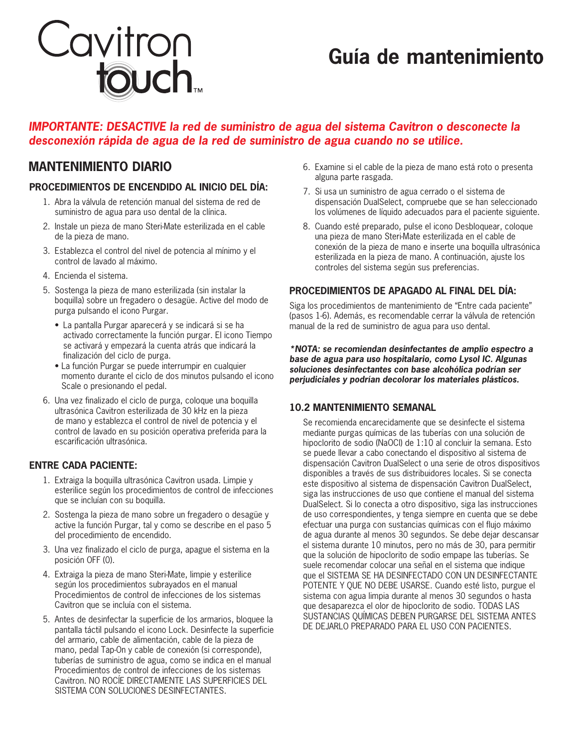# Cavitron touch™

# Guía de mantenimiento

***IMPORTANTE: DESACTIVE la red de suministro de agua del sistema Cavitron o desconecte la desconexión rápida de agua de la red de suministro de agua cuando no se utilice.***

## MANTENIMIENTO DIARIO

### PROCEDIMIENTOS DE ENCENDIDO AL INICIO DEL DÍA:

1. Abra la válvula de retención manual del sistema de red de suministro de agua para uso dental de la clínica.
2. Instale un pieza de mano Steri-Mate esterilizada en el cable de la pieza de mano.
3. Establezca el control del nivel de potencia al mínimo y el control de lavado al máximo.
4. Encienda el sistema.
5. Sostenga la pieza de mano esterilizada (sin instalar la boquilla) sobre un fregadero o desagüe. Active del modo de purga pulsando el icono Purgar.
   - La pantalla Purgar aparecerá y se indicará si se ha activado correctamente la función purgar. El icono Tiempo se activará y empezará la cuenta atrás que indicará la finalización del ciclo de purga.
   - La función Purgar se puede interrumpir en cualquier momento durante el ciclo de dos minutos pulsando el icono Scale o presionando el pedal.
6. Una vez finalizado el ciclo de purga, coloque una boquilla ultrasónica Cavitron esterilizada de 30 kHz en la pieza de mano y establezca el control de nivel de potencia y el control de lavado en su posición operativa preferida para la escarificación ultrasónica.

### ENTRE CADA PACIENTE:

1. Extraiga la boquilla ultrasónica Cavitron usada. Limpie y esterilice según los procedimientos de control de infecciones que se incluían con su boquilla.
2. Sostenga la pieza de mano sobre un fregadero o desagüe y active la función Purgar, tal y como se describe en el paso 5 del procedimiento de encendido.
3. Una vez finalizado el ciclo de purga, apague el sistema en la posición OFF (0).
4. Extraiga la pieza de mano Steri-Mate, limpie y esterilice según los procedimientos subrayados en el manual Procedimientos de control de infecciones de los sistemas Cavitron que se incluía con el sistema.
5. Antes de desinfectar la superficie de los armarios, bloquee la pantalla táctil pulsando el icono Lock. Desinfecte la superficie del armario, cable de alimentación, cable de la pieza de mano, pedal Tap-On y cable de conexión (si corresponde), tuberías de suministro de agua, como se indica en el manual Procedimientos de control de infecciones de los sistemas Cavitron. NO ROCÍE DIRECTAMENTE LAS SUPERFICIES DEL SISTEMA CON SOLUCIONES DESINFECTANTES.
6. Examine si el cable de la pieza de mano está roto o presenta alguna parte rasgada.
7. Si usa un suministro de agua cerrado o el sistema de dispensación DualSelect, compruebe que se han seleccionado los volúmenes de líquido adecuados para el paciente siguiente.
8. Cuando esté preparado, pulse el icono Desbloquear, coloque una pieza de mano Steri-Mate esterilizada en el cable de conexión de la pieza de mano e inserte una boquilla ultrasónica esterilizada en la pieza de mano. A continuación, ajuste los controles del sistema según sus preferencias.

### PROCEDIMIENTOS DE APAGADO AL FINAL DEL DÍA:

Siga los procedimientos de mantenimiento de "Entre cada paciente" (pasos 1-6). Además, es recomendable cerrar la válvula de retención manual de la red de suministro de agua para uso dental.

***\*NOTA: se recomiendan desinfectantes de amplio espectro a base de agua para uso hospitalario, como Lysol IC. Algunas soluciones desinfectantes con base alcohólica podrían ser perjudiciales y podrían decolorar los materiales plásticos.***

### 10.2 MANTENIMIENTO SEMANAL

Se recomienda encarecidamente que se desinfecte el sistema mediante purgas químicas de las tuberías con una solución de hipoclorito de sodio (NaOCl) de 1:10 al concluir la semana. Esto se puede llevar a cabo conectando el dispositivo al sistema de dispensación Cavitron DualSelect o una serie de otros dispositivos disponibles a través de sus distribuidores locales. Si se conecta este dispositivo al sistema de dispensación Cavitron DualSelect, siga las instrucciones de uso que contiene el manual del sistema DualSelect. Si lo conecta a otro dispositivo, siga las instrucciones de uso correspondientes, y tenga siempre en cuenta que se debe efectuar una purga con sustancias químicas con el flujo máximo de agua durante al menos 30 segundos. Se debe dejar descansar el sistema durante 10 minutos, pero no más de 30, para permitir que la solución de hipoclorito de sodio empape las tuberías. Se suele recomendar colocar una señal en el sistema que indique que el SISTEMA SE HA DESINFECTADO CON UN DESINFECTANTE POTENTE Y QUE NO DEBE USARSE. Cuando esté listo, purgue el sistema con agua limpia durante al menos 30 segundos o hasta que desaparezca el olor de hipoclorito de sodio. TODAS LAS SUSTANCIAS QUÍMICAS DEBEN PURGARSE DEL SISTEMA ANTES DE DEJARLO PREPARADO PARA EL USO CON PACIENTES.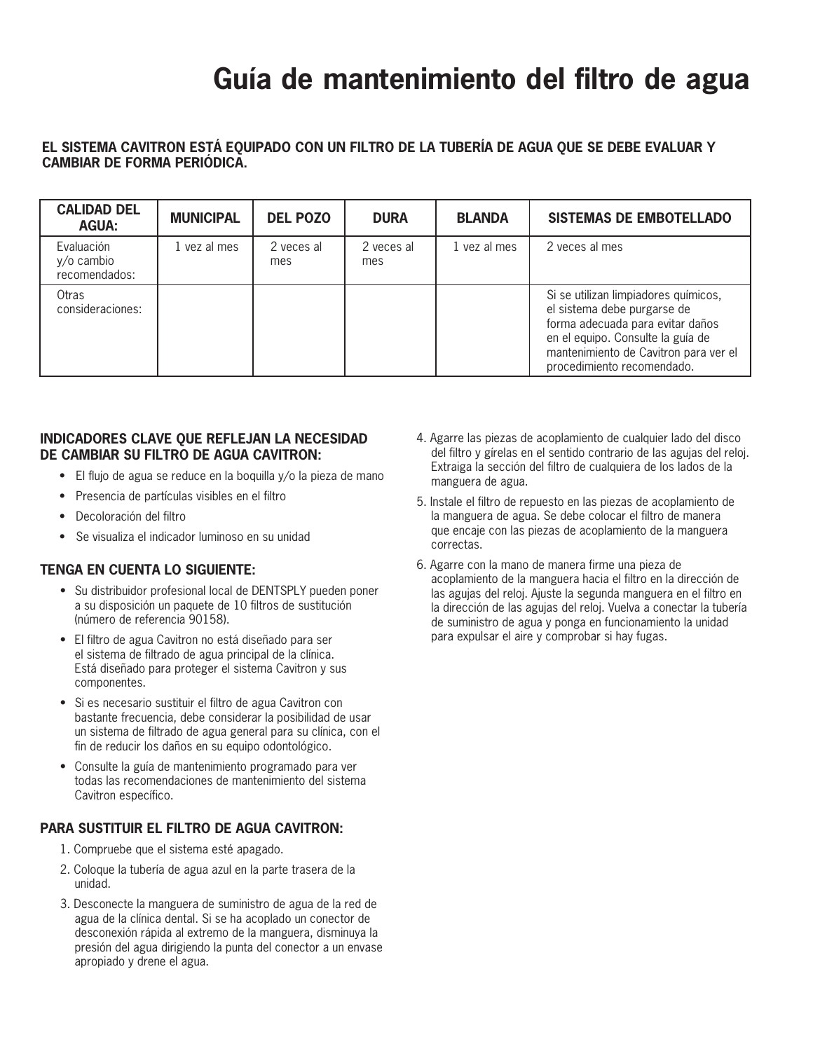# Guía de mantenimiento del filtro de agua

**EL SISTEMA CAVITRON ESTÁ EQUIPADO CON UN FILTRO DE LA TUBERÍA DE AGUA QUE SE DEBE EVALUAR Y CAMBIAR DE FORMA PERIÓDICA.**

| CALIDAD DEL AGUA: | MUNICIPAL | DEL POZO | DURA | BLANDA | SISTEMAS DE EMBOTELLADO |
|---|---|---|---|---|---|
| Evaluación y/o cambio recomendados: | 1 vez al mes | 2 veces al mes | 2 veces al mes | 1 vez al mes | 2 veces al mes |
| Otras consideraciones: | | | | | Si se utilizan limpiadores químicos, el sistema debe purgarse de forma adecuada para evitar daños en el equipo. Consulte la guía de mantenimiento de Cavitron para ver el procedimiento recomendado. |

### INDICADORES CLAVE QUE REFLEJAN LA NECESIDAD DE CAMBIAR SU FILTRO DE AGUA CAVITRON:

- El flujo de agua se reduce en la boquilla y/o la pieza de mano
- Presencia de partículas visibles en el filtro
- Decoloración del filtro
- Se visualiza el indicador luminoso en su unidad

### TENGA EN CUENTA LO SIGUIENTE:

- Su distribuidor profesional local de DENTSPLY pueden poner a su disposición un paquete de 10 filtros de sustitución (número de referencia 90158).
- El filtro de agua Cavitron no está diseñado para ser el sistema de filtrado de agua principal de la clínica. Está diseñado para proteger el sistema Cavitron y sus componentes.
- Si es necesario sustituir el filtro de agua Cavitron con bastante frecuencia, debe considerar la posibilidad de usar un sistema de filtrado de agua general para su clínica, con el fin de reducir los daños en su equipo odontológico.
- Consulte la guía de mantenimiento programado para ver todas las recomendaciones de mantenimiento del sistema Cavitron específico.

### PARA SUSTITUIR EL FILTRO DE AGUA CAVITRON:

1. Compruebe que el sistema esté apagado.
2. Coloque la tubería de agua azul en la parte trasera de la unidad.
3. Desconecte la manguera de suministro de agua de la red de agua de la clínica dental. Si se ha acoplado un conector de desconexión rápida al extremo de la manguera, disminuya la presión del agua dirigiendo la punta del conector a un envase apropiado y drene el agua.
4. Agarre las piezas de acoplamiento de cualquier lado del disco del filtro y gírelas en el sentido contrario de las agujas del reloj. Extraiga la sección del filtro de cualquiera de los lados de la manguera de agua.
5. Instale el filtro de repuesto en las piezas de acoplamiento de la manguera de agua. Se debe colocar el filtro de manera que encaje con las piezas de acoplamiento de la manguera correctas.
6. Agarre con la mano de manera firme una pieza de acoplamiento de la manguera hacia el filtro en la dirección de las agujas del reloj. Ajuste la segunda manguera en el filtro en la dirección de las agujas del reloj. Vuelva a conectar la tubería de suministro de agua y ponga en funcionamiento la unidad para expulsar el aire y comprobar si hay fugas.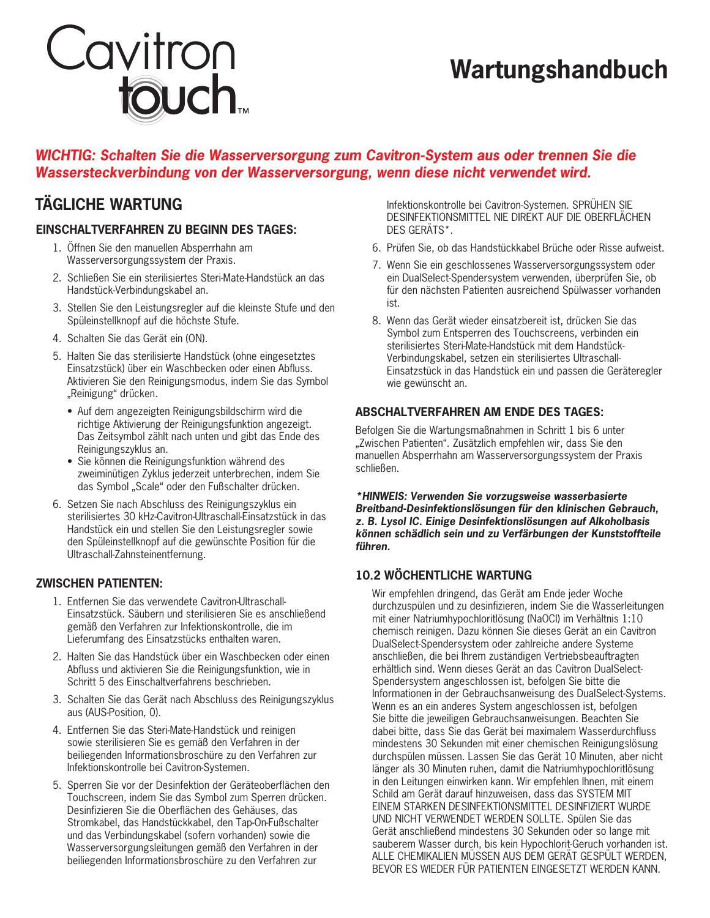# Cavitron touch™

# Wartungshandbuch

***WICHTIG: Schalten Sie die Wasserversorgung zum Cavitron-System aus oder trennen Sie die Wassersteckverbindung von der Wasserversorgung, wenn diese nicht verwendet wird.***

## TÄGLICHE WARTUNG

### EINSCHALTVERFAHREN ZU BEGINN DES TAGES:

1. Öffnen Sie den manuellen Absperrhahn am Wasserversorgungssystem der Praxis.
2. Schließen Sie ein sterilisiertes Steri-Mate-Handstück an das Handstück-Verbindungskabel an.
3. Stellen Sie den Leistungsregler auf die kleinste Stufe und den Spüleinstellknopf auf die höchste Stufe.
4. Schalten Sie das Gerät ein (ON).
5. Halten Sie das sterilisierte Handstück (ohne eingesetztes Einsatzstück) über ein Waschbecken oder einen Abfluss. Aktivieren Sie den Reinigungsmodus, indem Sie das Symbol „Reinigung" drücken.
   - Auf dem angezeigten Reinigungsbildschirm wird die richtige Aktivierung der Reinigungsfunktion angezeigt. Das Zeitsymbol zählt nach unten und gibt das Ende des Reinigungszyklus an.
   - Sie können die Reinigungsfunktion während des zweiminütigen Zyklus jederzeit unterbrechen, indem Sie das Symbol „Scale" oder den Fußschalter drücken.
6. Setzen Sie nach Abschluss des Reinigungszyklus ein sterilisiertes 30 kHz-Cavitron-Ultraschall-Einsatzstück in das Handstück ein und stellen Sie den Leistungsregler sowie den Spüleinstellknopf auf die gewünschte Position für die Ultraschall-Zahnsteinentfernung.

### ZWISCHEN PATIENTEN:

1. Entfernen Sie das verwendete Cavitron-Ultraschall-Einsatzstück. Säubern und sterilisieren Sie es anschließend gemäß den Verfahren zur Infektionskontrolle, die im Lieferumfang des Einsatzstücks enthalten waren.
2. Halten Sie das Handstück über ein Waschbecken oder einen Abfluss und aktivieren Sie die Reinigungsfunktion, wie in Schritt 5 des Einschaltverfahrens beschrieben.
3. Schalten Sie das Gerät nach Abschluss des Reinigungszyklus aus (AUS-Position, 0).
4. Entfernen Sie das Steri-Mate-Handstück und reinigen sowie sterilisieren Sie es gemäß den Verfahren in der beiliegenden Informationsbroschüre zu den Verfahren zur Infektionskontrolle bei Cavitron-Systemen.
5. Sperren Sie vor der Desinfektion der Geräteoberflächen den Touchscreen, indem Sie das Symbol zum Sperren drücken. Desinfizieren Sie die Oberflächen des Gehäuses, das Stromkabel, das Handstückkabel, den Tap-On-Fußschalter und das Verbindungskabel (sofern vorhanden) sowie die Wasserversorgungsleitungen gemäß den Verfahren in der beiliegenden Informationsbroschüre zu den Verfahren zur Infektionskontrolle bei Cavitron-Systemen. SPRÜHEN SIE DESINFEKTIONSMITTEL NIE DIREKT AUF DIE OBERFLÄCHEN DES GERÄTS*.
6. Prüfen Sie, ob das Handstückkabel Brüche oder Risse aufweist.
7. Wenn Sie ein geschlossenes Wasserversorgungssystem oder ein DualSelect-Spendersystem verwenden, überprüfen Sie, ob für den nächsten Patienten ausreichend Spülwasser vorhanden ist.
8. Wenn das Gerät wieder einsatzbereit ist, drücken Sie das Symbol zum Entsperren des Touchscreens, verbinden ein sterilisiertes Steri-Mate-Handstück mit dem Handstück-Verbindungskabel, setzen ein sterilisiertes Ultraschall-Einsatzstück in das Handstück ein und passen die Geräteregler wie gewünscht an.

### ABSCHALTVERFAHREN AM ENDE DES TAGES:

Befolgen Sie die Wartungsmaßnahmen in Schritt 1 bis 6 unter „Zwischen Patienten". Zusätzlich empfehlen wir, dass Sie den manuellen Absperrhahn am Wasserversorgungssystem der Praxis schließen.

***HINWEIS: Verwenden Sie vorzugsweise wasserbasierte Breitband-Desinfektionslösungen für den klinischen Gebrauch, z. B. Lysol IC. Einige Desinfektionslösungen auf Alkoholbasis können schädlich sein und zu Verfärbungen der Kunststoffteile führen.***

## 10.2 WÖCHENTLICHE WARTUNG

Wir empfehlen dringend, das Gerät am Ende jeder Woche durchzuspülen und zu desinfizieren, indem Sie die Wasserleitungen mit einer Natriumhypochloritlösung (NaOCl) im Verhältnis 1:10 chemisch reinigen. Dazu können Sie dieses Gerät an ein Cavitron DualSelect-Spendersystem oder zahlreiche andere Systeme anschließen, die bei Ihrem zuständigen Vertriebsbeauftragten erhältlich sind. Wenn dieses Gerät an das Cavitron DualSelect-Spendersystem angeschlossen ist, befolgen Sie bitte die Informationen in der Gebrauchsanweisung des DualSelect-Systems. Wenn es an ein anderes System angeschlossen ist, befolgen Sie bitte die jeweiligen Gebrauchsanweisungen. Beachten Sie dabei bitte, dass Sie das Gerät bei maximalem Wasserdurchfluss mindestens 30 Sekunden mit einer chemischen Reinigungslösung durchspülen müssen. Lassen Sie das Gerät 10 Minuten, aber nicht länger als 30 Minuten ruhen, damit die Natriumhypochloritlösung in den Leitungen einwirken kann. Wir empfehlen Ihnen, mit einem Schild am Gerät darauf hinzuweisen, dass das SYSTEM MIT EINEM STARKEN DESINFEKTIONSMITTEL DESINFIZIERT WURDE UND NICHT VERWENDET WERDEN SOLLTE. Spülen Sie das Gerät anschließend mindestens 30 Sekunden oder so lange mit sauberem Wasser durch, bis kein Hypochlorit-Geruch vorhanden ist. ALLE CHEMIKALIEN MÜSSEN AUS DEM GERÄT GESPÜLT WERDEN, BEVOR ES WIEDER FÜR PATIENTEN EINGESETZT WERDEN KANN.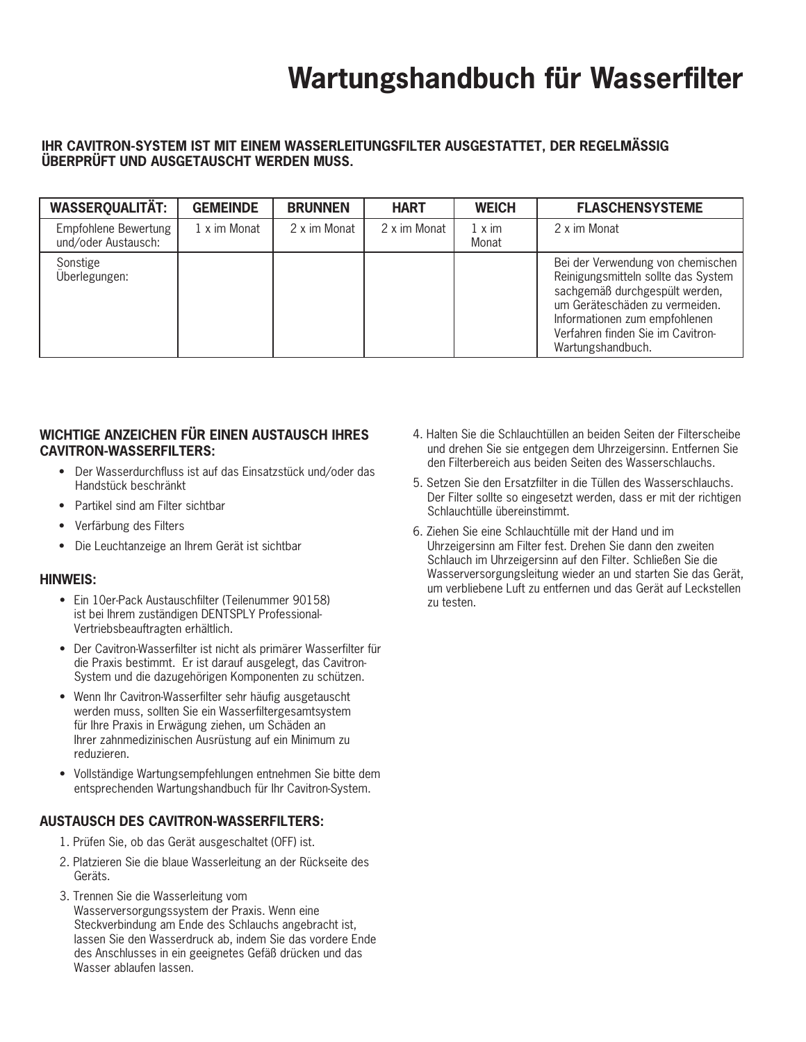# Wartungshandbuch für Wasserfilter

**IHR CAVITRON-SYSTEM IST MIT EINEM WASSERLEITUNGSFILTER AUSGESTATTET, DER REGELMÄSSIG ÜBERPRÜFT UND AUSGETAUSCHT WERDEN MUSS.**

| WASSERQUALITÄT: | GEMEINDE | BRUNNEN | HART | WEICH | FLASCHENSYSTEME |
|---|---|---|---|---|---|
| Empfohlene Bewertung und/oder Austausch: | 1 x im Monat | 2 x im Monat | 2 x im Monat | 1 x im Monat | 2 x im Monat |
| Sonstige Überlegungen: | | | | | Bei der Verwendung von chemischen Reinigungsmitteln sollte das System sachgemäß durchgespült werden, um Geräteschäden zu vermeiden. Informationen zum empfohlenen Verfahren finden Sie im Cavitron-Wartungshandbuch. |

### WICHTIGE ANZEICHEN FÜR EINEN AUSTAUSCH IHRES CAVITRON-WASSERFILTERS:

- Der Wasserdurchfluss ist auf das Einsatzstück und/oder das Handstück beschränkt
- Partikel sind am Filter sichtbar
- Verfärbung des Filters
- Die Leuchtanzeige an Ihrem Gerät ist sichtbar

### HINWEIS:

- Ein 10er-Pack Austauschfilter (Teilenummer 90158) ist bei Ihrem zuständigen DENTSPLY Professional-Vertriebsbeauftragten erhältlich.
- Der Cavitron-Wasserfilter ist nicht als primärer Wasserfilter für die Praxis bestimmt. Er ist darauf ausgelegt, das Cavitron-System und die dazugehörigen Komponenten zu schützen.
- Wenn Ihr Cavitron-Wasserfilter sehr häufig ausgetauscht werden muss, sollten Sie ein Wasserfiltergesamtsystem für Ihre Praxis in Erwägung ziehen, um Schäden an Ihrer zahnmedizinischen Ausrüstung auf ein Minimum zu reduzieren.
- Vollständige Wartungsempfehlungen entnehmen Sie bitte dem entsprechenden Wartungshandbuch für Ihr Cavitron-System.

### AUSTAUSCH DES CAVITRON-WASSERFILTERS:

1. Prüfen Sie, ob das Gerät ausgeschaltet (OFF) ist.
2. Platzieren Sie die blaue Wasserleitung an der Rückseite des Geräts.
3. Trennen Sie die Wasserleitung vom Wasserversorgungssystem der Praxis. Wenn eine Steckverbindung am Ende des Schlauchs angebracht ist, lassen Sie den Wasserdruck ab, indem Sie das vordere Ende des Anschlusses in ein geeignetes Gefäß drücken und das Wasser ablaufen lassen.
4. Halten Sie die Schlauchtüllen an beiden Seiten der Filterscheibe und drehen Sie sie entgegen dem Uhrzeigersinn. Entfernen Sie den Filterbereich aus beiden Seiten des Wasserschlauchs.
5. Setzen Sie den Ersatzfilter in die Tüllen des Wasserschlauchs. Der Filter sollte so eingesetzt werden, dass er mit der richtigen Schlauchtülle übereinstimmt.
6. Ziehen Sie eine Schlauchtülle mit der Hand und im Uhrzeigersinn am Filter fest. Drehen Sie dann den zweiten Schlauch im Uhrzeigersinn auf den Filter. Schließen Sie die Wasserversorgungsleitung wieder an und starten Sie das Gerät, um verbliebene Luft zu entfernen und das Gerät auf Leckstellen zu testen.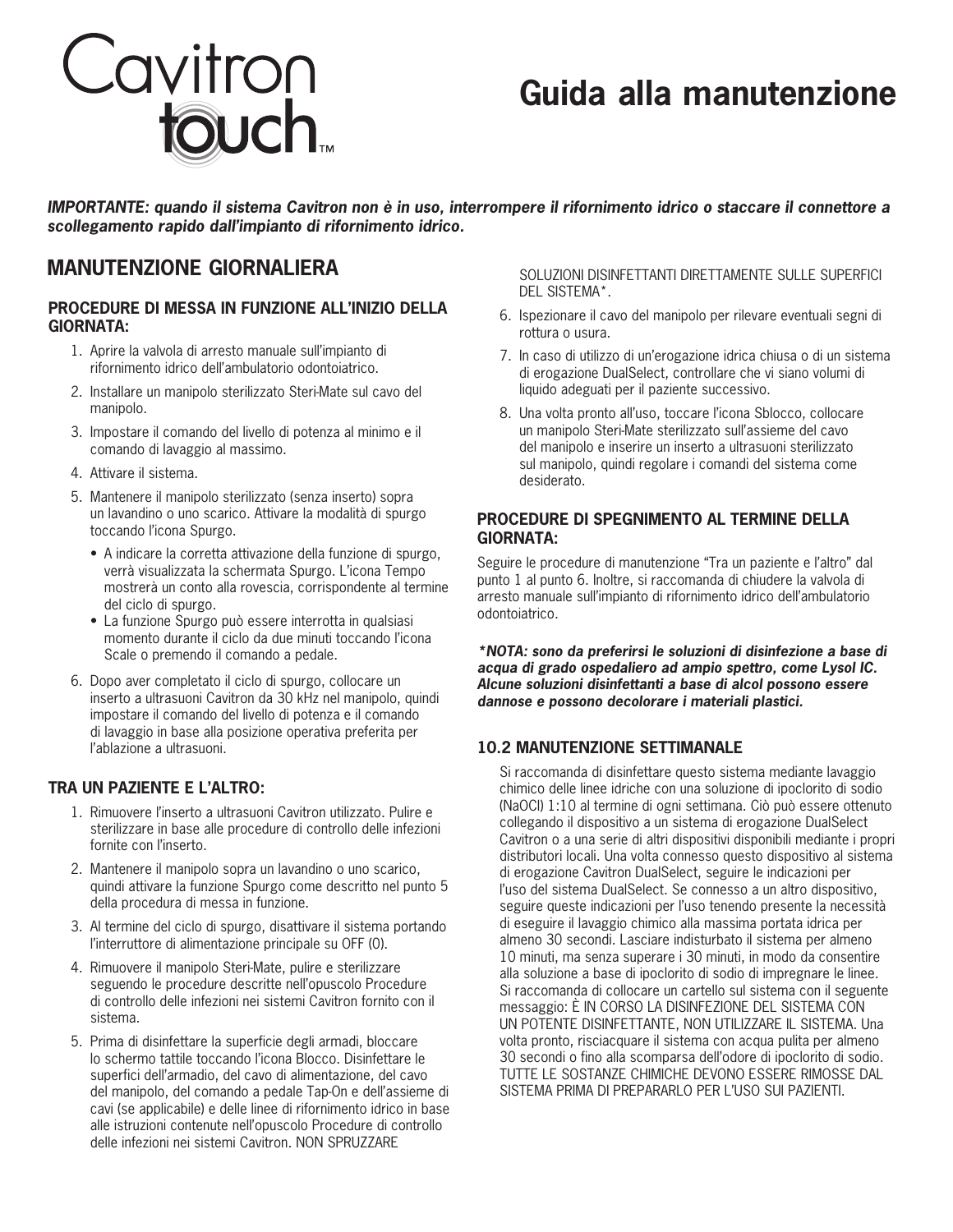Cavitron touch™

# Guida alla manutenzione

***IMPORTANTE: quando il sistema Cavitron non è in uso, interrompere il rifornimento idrico o staccare il connettore a scollegamento rapido dall'impianto di rifornimento idrico.***

## MANUTENZIONE GIORNALIERA

### PROCEDURE DI MESSA IN FUNZIONE ALL'INIZIO DELLA GIORNATA:

1. Aprire la valvola di arresto manuale sull'impianto di rifornimento idrico dell'ambulatorio odontoiatrico.
2. Installare un manipolo sterilizzato Steri-Mate sul cavo del manipolo.
3. Impostare il comando del livello di potenza al minimo e il comando di lavaggio al massimo.
4. Attivare il sistema.
5. Mantenere il manipolo sterilizzato (senza inserto) sopra un lavandino o uno scarico. Attivare la modalità di spurgo toccando l'icona Spurgo.
   - A indicare la corretta attivazione della funzione di spurgo, verrà visualizzata la schermata Spurgo. L'icona Tempo mostrerà un conto alla rovescia, corrispondente al termine del ciclo di spurgo.
   - La funzione Spurgo può essere interrotta in qualsiasi momento durante il ciclo da due minuti toccando l'icona Scale o premendo il comando a pedale.
6. Dopo aver completato il ciclo di spurgo, collocare un inserto a ultrasuoni Cavitron da 30 kHz nel manipolo, quindi impostare il comando del livello di potenza e il comando di lavaggio in base alla posizione operativa preferita per l'ablazione a ultrasuoni.

### TRA UN PAZIENTE E L'ALTRO:

1. Rimuovere l'inserto a ultrasuoni Cavitron utilizzato. Pulire e sterilizzare in base alle procedure di controllo delle infezioni fornite con l'inserto.
2. Mantenere il manipolo sopra un lavandino o uno scarico, quindi attivare la funzione Spurgo come descritto nel punto 5 della procedura di messa in funzione.
3. Al termine del ciclo di spurgo, disattivare il sistema portando l'interruttore di alimentazione principale su OFF (0).
4. Rimuovere il manipolo Steri-Mate, pulire e sterilizzare seguendo le procedure descritte nell'opuscolo Procedure di controllo delle infezioni nei sistemi Cavitron fornito con il sistema.
5. Prima di disinfettare la superficie degli armadi, bloccare lo schermo tattile toccando l'icona Blocco. Disinfettare le superfici dell'armadio, del cavo di alimentazione, del cavo del manipolo, del comando a pedale Tap-On e dell'assieme di cavi (se applicabile) e delle linee di rifornimento idrico in base alle istruzioni contenute nell'opuscolo Procedure di controllo delle infezioni nei sistemi Cavitron. NON SPRUZZARE SOLUZIONI DISINFETTANTI DIRETTAMENTE SULLE SUPERFICI DEL SISTEMA*.
6. Ispezionare il cavo del manipolo per rilevare eventuali segni di rottura o usura.
7. In caso di utilizzo di un'erogazione idrica chiusa o di un sistema di erogazione DualSelect, controllare che vi siano volumi di liquido adeguati per il paziente successivo.
8. Una volta pronto all'uso, toccare l'icona Sblocco, collocare un manipolo Steri-Mate sterilizzato sull'assieme del cavo del manipolo e inserire un inserto a ultrasuoni sterilizzato sul manipolo, quindi regolare i comandi del sistema come desiderato.

### PROCEDURE DI SPEGNIMENTO AL TERMINE DELLA GIORNATA:

Seguire le procedure di manutenzione "Tra un paziente e l'altro" dal punto 1 al punto 6. Inoltre, si raccomanda di chiudere la valvola di arresto manuale sull'impianto di rifornimento idrico dell'ambulatorio odontoiatrico.

***\*NOTA: sono da preferirsi le soluzioni di disinfezione a base di acqua di grado ospedaliero ad ampio spettro, come Lysol IC. Alcune soluzioni disinfettanti a base di alcol possono essere dannose e possono decolorare i materiali plastici.***

### 10.2 MANUTENZIONE SETTIMANALE

Si raccomanda di disinfettare questo sistema mediante lavaggio chimico delle linee idriche con una soluzione di ipoclorito di sodio (NaOCl) 1:10 al termine di ogni settimana. Ciò può essere ottenuto collegando il dispositivo a un sistema di erogazione DualSelect Cavitron o a una serie di altri dispositivi disponibili mediante i propri distributori locali. Una volta connesso questo dispositivo al sistema di erogazione Cavitron DualSelect, seguire le indicazioni per l'uso del sistema DualSelect. Se connesso a un altro dispositivo, seguire queste indicazioni per l'uso tenendo presente la necessità di eseguire il lavaggio chimico alla massima portata idrica per almeno 30 secondi. Lasciare indisturbato il sistema per almeno 10 minuti, ma senza superare i 30 minuti, in modo da consentire alla soluzione a base di ipoclorito di sodio di impregnare le linee. Si raccomanda di collocare un cartello sul sistema con il seguente messaggio: È IN CORSO LA DISINFEZIONE DEL SISTEMA CON UN POTENTE DISINFETTANTE, NON UTILIZZARE IL SISTEMA. Una volta pronto, risciacquare il sistema con acqua pulita per almeno 30 secondi o fino alla scomparsa dell'odore di ipoclorito di sodio. TUTTE LE SOSTANZE CHIMICHE DEVONO ESSERE RIMOSSE DAL SISTEMA PRIMA DI PREPARARLO PER L'USO SUI PAZIENTI.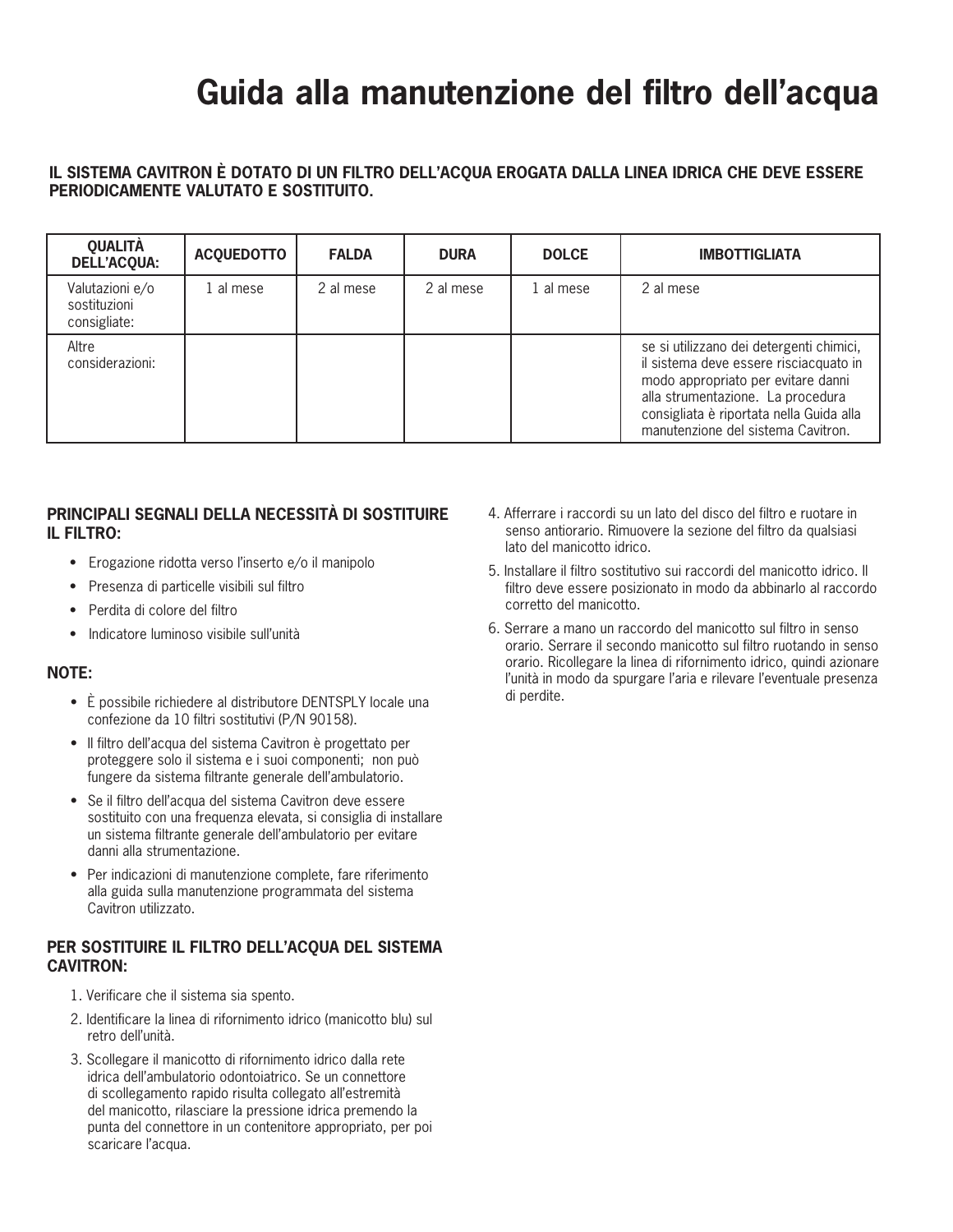# Guida alla manutenzione del filtro dell'acqua

**IL SISTEMA CAVITRON È DOTATO DI UN FILTRO DELL'ACQUA EROGATA DALLA LINEA IDRICA CHE DEVE ESSERE PERIODICAMENTE VALUTATO E SOSTITUITO.**

| QUALITÀ DELL'ACQUA: | ACQUEDOTTO | FALDA | DURA | DOLCE | IMBOTTIGLIATA |
|---|---|---|---|---|---|
| Valutazioni e/o sostituzioni consigliate: | 1 al mese | 2 al mese | 2 al mese | 1 al mese | 2 al mese |
| Altre considerazioni: | | | | | se si utilizzano dei detergenti chimici, il sistema deve essere risciacquato in modo appropriato per evitare danni alla strumentazione. La procedura consigliata è riportata nella Guida alla manutenzione del sistema Cavitron. |

## PRINCIPALI SEGNALI DELLA NECESSITÀ DI SOSTITUIRE IL FILTRO:

- Erogazione ridotta verso l'inserto e/o il manipolo
- Presenza di particelle visibili sul filtro
- Perdita di colore del filtro
- Indicatore luminoso visibile sull'unità

## NOTE:

- È possibile richiedere al distributore DENTSPLY locale una confezione da 10 filtri sostitutivi (P/N 90158).
- Il filtro dell'acqua del sistema Cavitron è progettato per proteggere solo il sistema e i suoi componenti; non può fungere da sistema filtrante generale dell'ambulatorio.
- Se il filtro dell'acqua del sistema Cavitron deve essere sostituito con una frequenza elevata, si consiglia di installare un sistema filtrante generale dell'ambulatorio per evitare danni alla strumentazione.
- Per indicazioni di manutenzione complete, fare riferimento alla guida sulla manutenzione programmata del sistema Cavitron utilizzato.

## PER SOSTITUIRE IL FILTRO DELL'ACQUA DEL SISTEMA CAVITRON:

1. Verificare che il sistema sia spento.
2. Identificare la linea di rifornimento idrico (manicotto blu) sul retro dell'unità.
3. Scollegare il manicotto di rifornimento idrico dalla rete idrica dell'ambulatorio odontoiatrico. Se un connettore di scollegamento rapido risulta collegato all'estremità del manicotto, rilasciare la pressione idrica premendo la punta del connettore in un contenitore appropriato, per poi scaricare l'acqua.
4. Afferrare i raccordi su un lato del disco del filtro e ruotare in senso antiorario. Rimuovere la sezione del filtro da qualsiasi lato del manicotto idrico.
5. Installare il filtro sostitutivo sui raccordi del manicotto idrico. Il filtro deve essere posizionato in modo da abbinarlo al raccordo corretto del manicotto.
6. Serrare a mano un raccordo del manicotto sul filtro in senso orario. Serrare il secondo manicotto sul filtro ruotando in senso orario. Ricollegare la linea di rifornimento idrico, quindi azionare l'unità in modo da spurgare l'aria e rilevare l'eventuale presenza di perdite.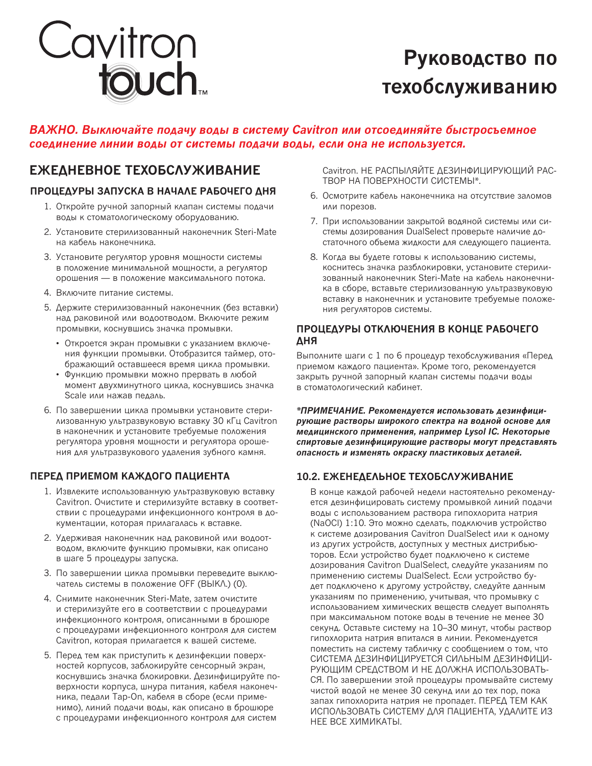Cavitron touch™

# Руководство по техобслуживанию

***ВАЖНО. Выключайте подачу воды в систему Cavitron или отсоединяйте быстросъемное соединение линии воды от системы подачи воды, если она не используется.***

## ЕЖЕДНЕВНОЕ ТЕХОБСЛУЖИВАНИЕ

### ПРОЦЕДУРЫ ЗАПУСКА В НАЧАЛЕ РАБОЧЕГО ДНЯ

1. Откройте ручной запорный клапан системы подачи воды к стоматологическому оборудованию.
2. Установите стерилизованный наконечник Steri-Mate на кабель наконечника.
3. Установите регулятор уровня мощности системы в положение минимальной мощности, а регулятор орошения — в положение максимального потока.
4. Включите питание системы.
5. Держите стерилизованный наконечник (без вставки) над раковиной или водоотводом. Включите режим промывки, коснувшись значка промывки.
   - Откроется экран промывки с указанием включения функции промывки. Отобразится таймер, отображающий оставшееся время цикла промывки.
   - Функцию промывки можно прервать в любой момент двухминутного цикла, коснувшись значка Scale или нажав педаль.
6. По завершении цикла промывки установите стерилизованную ультразвуковую вставку 30 кГц Cavitron в наконечник и установите требуемые положения регулятора уровня мощности и регулятора орошения для ультразвукового удаления зубного камня.

### ПЕРЕД ПРИЕМОМ КАЖДОГО ПАЦИЕНТА

1. Извлеките использованную ультразвуковую вставку Cavitron. Очистите и стерилизуйте вставку в соответствии с процедурами инфекционного контроля в документации, которая прилагалась к вставке.
2. Удерживая наконечник над раковиной или водоотводом, включите функцию промывки, как описано в шаге 5 процедуры запуска.
3. По завершении цикла промывки переведите выключатель системы в положение OFF (ВЫКЛ.) (0).
4. Снимите наконечник Steri-Mate, затем очистите и стерилизуйте его в соответствии с процедурами инфекционного контроля, описанными в брошюре с процедурами инфекционного контроля для систем Cavitron, которая прилагается к вашей системе.
5. Перед тем как приступить к дезинфекции поверхностей корпусов, заблокируйте сенсорный экран, коснувшись значка блокировки. Дезинфицируйте поверхности корпуса, шнура питания, кабеля наконечника, педали Tap-On, кабеля в сборе (если применимо), линий подачи воды, как описано в брошюре с процедурами инфекционного контроля для систем Cavitron. НЕ РАСПЫЛЯЙТЕ ДЕЗИНФИЦИРУЮЩИЙ РАСТВОР НА ПОВЕРХНОСТИ СИСТЕМЫ*.
6. Осмотрите кабель наконечника на отсутствие заломов или порезов.
7. При использовании закрытой водяной системы или системы дозирования DualSelect проверьте наличие достаточного объема жидкости для следующего пациента.
8. Когда вы будете готовы к использованию системы, коснитесь значка разблокировки, установите стерилизованный наконечник Steri-Mate на кабель наконечника в сборе, вставьте стерилизованную ультразвуковую вставку в наконечник и установите требуемые положения регуляторов системы.

### ПРОЦЕДУРЫ ОТКЛЮЧЕНИЯ В КОНЦЕ РАБОЧЕГО ДНЯ

Выполните шаги с 1 по 6 процедур техобслуживания «Перед приемом каждого пациента». Кроме того, рекомендуется закрыть ручной запорный клапан системы подачи воды в стоматологический кабинет.

***\*ПРИМЕЧАНИЕ. Рекомендуется использовать дезинфицирующие растворы широкого спектра на водной основе для медицинского применения, например Lysol IC. Некоторые спиртовые дезинфицирующие растворы могут представлять опасность и изменять окраску пластиковых деталей.***

### 10.2. ЕЖЕНЕДЕЛЬНОЕ ТЕХОБСЛУЖИВАНИЕ

В конце каждой рабочей недели настоятельно рекомендуется дезинфицировать систему промывкой линий подачи воды с использованием раствора гипохлорита натрия (NaOCl) 1:10. Это можно сделать, подключив устройство к системе дозирования Cavitron DualSelect или к одному из других устройств, доступных у местных дистрибьюторов. Если устройство будет подключено к системе дозирования Cavitron DualSelect, следуйте указаниям по применению системы DualSelect. Если устройство будет подключено к другому устройству, следуйте данным указаниям по применению, учитывая, что промывку с использованием химических веществ следует выполнять при максимальном потоке воды в течение не менее 30 секунд. Оставьте систему на 10–30 минут, чтобы раствор гипохлорита натрия впитался в линии. Рекомендуется поместить на систему табличку с сообщением о том, что СИСТЕМА ДЕЗИНФИЦИРУЕТСЯ СИЛЬНЫМ ДЕЗИНФИЦИРУЮЩИМ СРЕДСТВОМ И НЕ ДОЛЖНА ИСПОЛЬЗОВАТЬСЯ. По завершении этой процедуры промывайте систему чистой водой не менее 30 секунд или до тех пор, пока запах гипохлорита натрия не пропадет. ПЕРЕД ТЕМ КАК ИСПОЛЬЗОВАТЬ СИСТЕМУ ДЛЯ ПАЦИЕНТА, УДАЛИТЕ ИЗ НЕЕ ВСЕ ХИМИКАТЫ.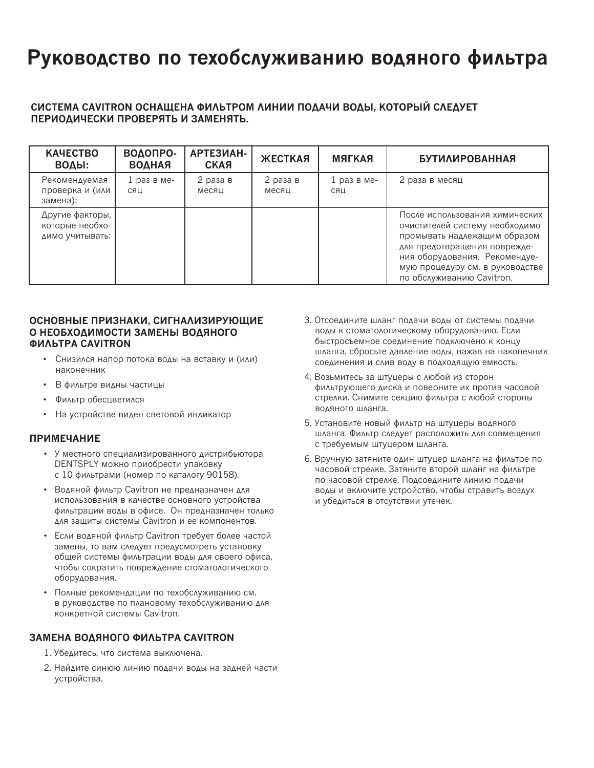# Руководство по техобслуживанию водяного фильтра

**СИСТЕМА CAVITRON ОСНАЩЕНА ФИЛЬТРОМ ЛИНИИ ПОДАЧИ ВОДЫ, КОТОРЫЙ СЛЕДУЕТ ПЕРИОДИЧЕСКИ ПРОВЕРЯТЬ И ЗАМЕНЯТЬ.**

| КАЧЕСТВО ВОДЫ: | ВОДОПРОВОДНАЯ | АРТЕЗИАНСКАЯ | ЖЕСТКАЯ | МЯГКАЯ | БУТИЛИРОВАННАЯ |
|---|---|---|---|---|---|
| Рекомендуемая проверка и (или замена): | 1 раз в месяц | 2 раза в месяц | 2 раза в месяц | 1 раз в месяц | 2 раза в месяц |
| Другие факторы, которые необходимо учитывать: | | | | | После использования химических очистителей систему необходимо промывать надлежащим образом для предотвращения повреждения оборудования. Рекомендуемую процедуру см. в руководстве по обслуживанию Cavitron. |

### ОСНОВНЫЕ ПРИЗНАКИ, СИГНАЛИЗИРУЮЩИЕ О НЕОБХОДИМОСТИ ЗАМЕНЫ ВОДЯНОГО ФИЛЬТРА CAVITRON

- Снизился напор потока воды на вставку и (или) наконечник
- В фильтре видны частицы
- Фильтр обесцветился
- На устройстве виден световой индикатор

### ПРИМЕЧАНИЕ

- У местного специализированного дистрибьютора DENTSPLY можно приобрести упаковку с 10 фильтрами (номер по каталогу 90158).
- Водяной фильтр Cavitron не предназначен для использования в качестве основного устройства фильтрации воды в офисе. Он предназначен только для защиты системы Cavitron и ее компонентов.
- Если водяной фильтр Cavitron требует более частой замены, то вам следует предусмотреть установку общей системы фильтрации воды для своего офиса, чтобы сократить повреждение стоматологического оборудования.
- Полные рекомендации по техобслуживанию см. в руководстве по плановому техобслуживанию для конкретной системы Cavitron.

### ЗАМЕНА ВОДЯНОГО ФИЛЬТРА CAVITRON

1. Убедитесь, что система выключена.
2. Найдите синюю линию подачи воды на задней части устройства.
3. Отсоедините шланг подачи воды от системы подачи воды к стоматологическому оборудованию. Если быстросъемное соединение подключено к концу шланга, сбросьте давление воды, нажав на наконечник соединения и слив воду в подходящую емкость.
4. Возьмитесь за штуцеры с любой из сторон фильтрующего диска и поверните их против часовой стрелки. Снимите секцию фильтра с любой стороны водяного шланга.
5. Установите новый фильтр на штуцеры водяного шланга. Фильтр следует расположить для совмещения с требуемым штуцером шланга.
6. Вручную затяните один штуцер шланга на фильтре по часовой стрелке. Затяните второй шланг на фильтре по часовой стрелке. Подсоедините линию подачи воды и включите устройство, чтобы стравить воздух и убедиться в отсутствии утечек.